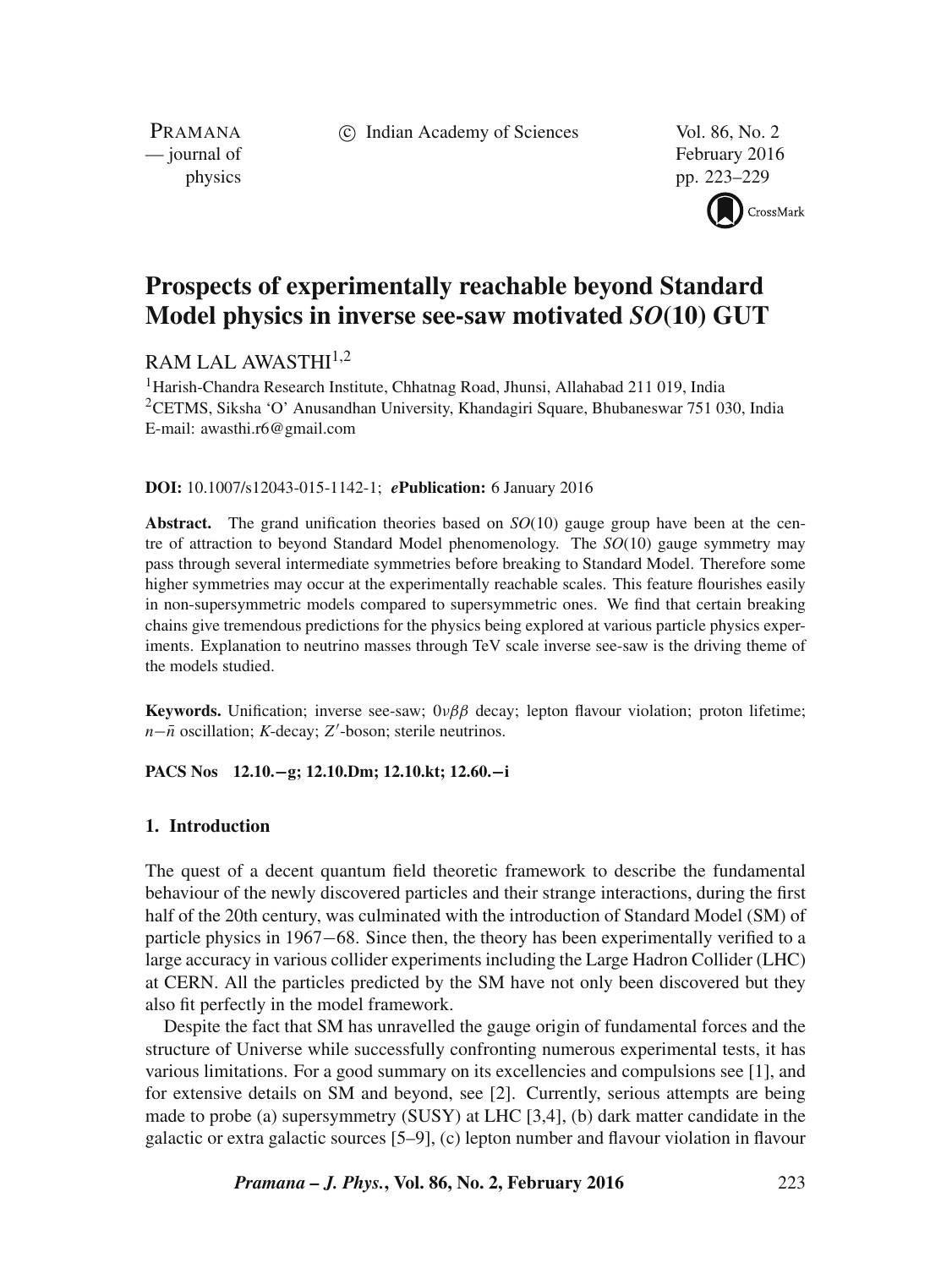# Prospects of experimentally reachable beyond Standard Model physics in inverse see-saw motivated *SO*(10) GUT

RAM LAL AWASTHI[1,2]

[1]Harish-Chandra Research Institute, Chhatnag Road, Jhunsi, Allahabad 211 019, India
[2]CETMS, Siksha 'O' Anusandhan University, Khandagiri Square, Bhubaneswar 751 030, India
E-mail: awasthi.r6@gmail.com

**DOI:** 10.1007/s12043-015-1142-1; ***e*Publication:** 6 January 2016

**Abstract.** The grand unification theories based on *SO*(10) gauge group have been at the centre of attraction to beyond Standard Model phenomenology. The *SO*(10) gauge symmetry may pass through several intermediate symmetries before breaking to Standard Model. Therefore some higher symmetries may occur at the experimentally reachable scales. This feature flourishes easily in non-supersymmetric models compared to supersymmetric ones. We find that certain breaking chains give tremendous predictions for the physics being explored at various particle physics experiments. Explanation to neutrino masses through TeV scale inverse see-saw is the driving theme of the models studied.

**Keywords.** Unification; inverse see-saw; $0\nu\beta\beta$ decay; lepton flavour violation; proton lifetime; $n-\bar{n}$ oscillation; *K*-decay; $Z'$-boson; sterile neutrinos.

**PACS Nos** **12.10.−g; 12.10.Dm; 12.10.kt; 12.60.−i**

## 1. Introduction

The quest of a decent quantum field theoretic framework to describe the fundamental behaviour of the newly discovered particles and their strange interactions, during the first half of the 20th century, was culminated with the introduction of Standard Model (SM) of particle physics in 1967−68. Since then, the theory has been experimentally verified to a large accuracy in various collider experiments including the Large Hadron Collider (LHC) at CERN. All the particles predicted by the SM have not only been discovered but they also fit perfectly in the model framework.

Despite the fact that SM has unravelled the gauge origin of fundamental forces and the structure of Universe while successfully confronting numerous experimental tests, it has various limitations. For a good summary on its excellencies and compulsions see [1], and for extensive details on SM and beyond, see [2]. Currently, serious attempts are being made to probe (a) supersymmetry (SUSY) at LHC [3,4], (b) dark matter candidate in the galactic or extra galactic sources [5–9], (c) lepton number and flavour violation in flavour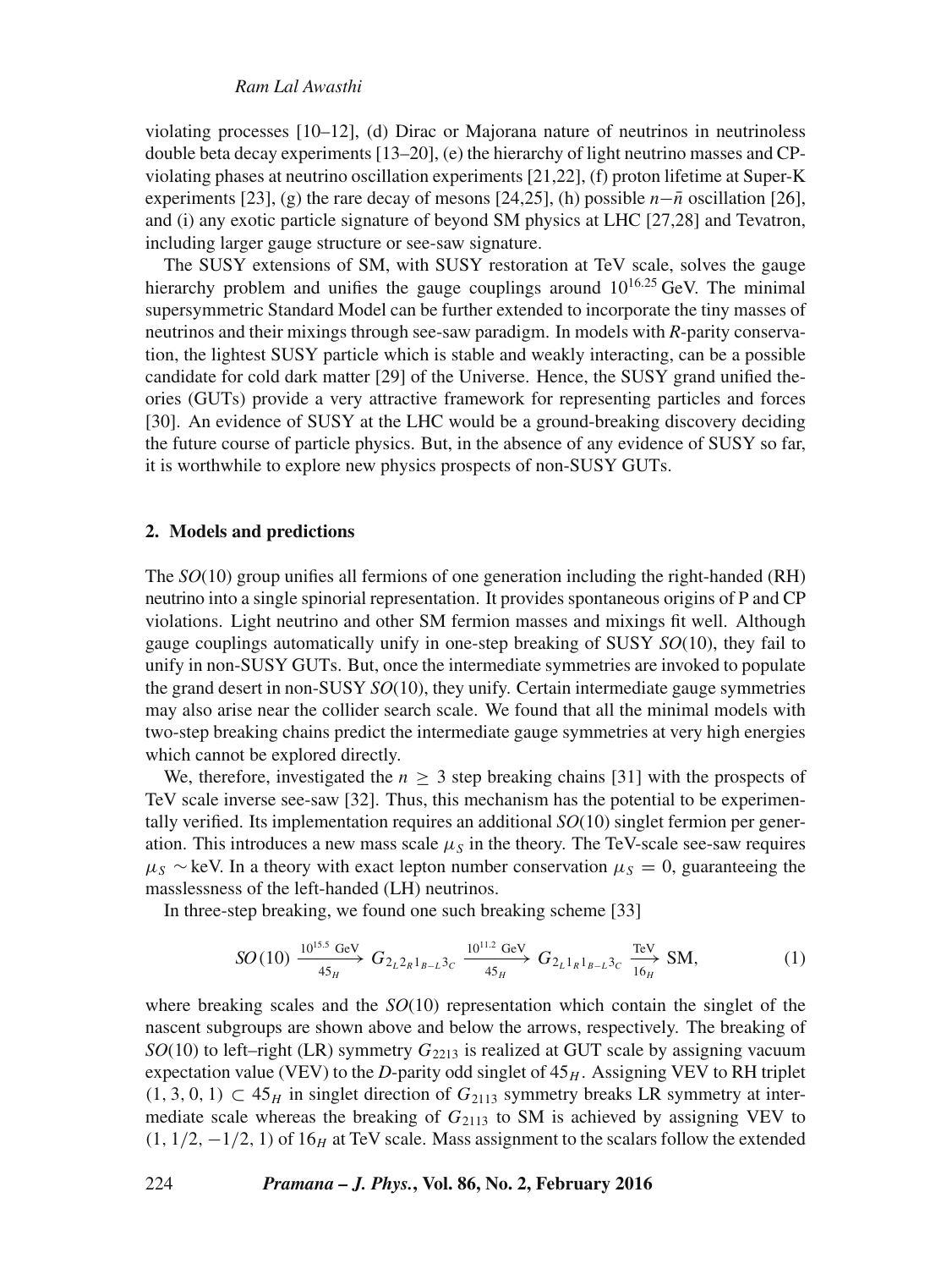violating processes [10–12], (d) Dirac or Majorana nature of neutrinos in neutrinoless double beta decay experiments [13–20], (e) the hierarchy of light neutrino masses and CP-violating phases at neutrino oscillation experiments [21,22], (f) proton lifetime at Super-K experiments [23], (g) the rare decay of mesons [24,25], (h) possible $n-\bar{n}$ oscillation [26], and (i) any exotic particle signature of beyond SM physics at LHC [27,28] and Tevatron, including larger gauge structure or see-saw signature.

The SUSY extensions of SM, with SUSY restoration at TeV scale, solves the gauge hierarchy problem and unifies the gauge couplings around $10^{16.25}$ GeV. The minimal supersymmetric Standard Model can be further extended to incorporate the tiny masses of neutrinos and their mixings through see-saw paradigm. In models with $R$-parity conservation, the lightest SUSY particle which is stable and weakly interacting, can be a possible candidate for cold dark matter [29] of the Universe. Hence, the SUSY grand unified theories (GUTs) provide a very attractive framework for representing particles and forces [30]. An evidence of SUSY at the LHC would be a ground-breaking discovery deciding the future course of particle physics. But, in the absence of any evidence of SUSY so far, it is worthwhile to explore new physics prospects of non-SUSY GUTs.

## 2. Models and predictions

The $SO(10)$ group unifies all fermions of one generation including the right-handed (RH) neutrino into a single spinorial representation. It provides spontaneous origins of P and CP violations. Light neutrino and other SM fermion masses and mixings fit well. Although gauge couplings automatically unify in one-step breaking of SUSY $SO(10)$, they fail to unify in non-SUSY GUTs. But, once the intermediate symmetries are invoked to populate the grand desert in non-SUSY $SO(10)$, they unify. Certain intermediate gauge symmetries may also arise near the collider search scale. We found that all the minimal models with two-step breaking chains predict the intermediate gauge symmetries at very high energies which cannot be explored directly.

We, therefore, investigated the $n \geq 3$ step breaking chains [31] with the prospects of TeV scale inverse see-saw [32]. Thus, this mechanism has the potential to be experimentally verified. Its implementation requires an additional $SO(10)$ singlet fermion per generation. This introduces a new mass scale $\mu_S$ in the theory. The TeV-scale see-saw requires $\mu_S \sim$ keV. In a theory with exact lepton number conservation $\mu_S = 0$, guaranteeing the masslessness of the left-handed (LH) neutrinos.

In three-step breaking, we found one such breaking scheme [33]

$$SO(10) \xrightarrow[45_H]{10^{15.5}\ \text{GeV}} G_{2_L 2_R 1_{B-L} 3_C} \xrightarrow[45_H]{10^{11.2}\ \text{GeV}} G_{2_L 1_R 1_{B-L} 3_C} \xrightarrow[16_H]{\text{TeV}} \text{SM}, \tag{1}$$

where breaking scales and the $SO(10)$ representation which contain the singlet of the nascent subgroups are shown above and below the arrows, respectively. The breaking of $SO(10)$ to left–right (LR) symmetry $G_{2213}$ is realized at GUT scale by assigning vacuum expectation value (VEV) to the $D$-parity odd singlet of $45_H$. Assigning VEV to RH triplet $(1, 3, 0, 1) \subset 45_H$ in singlet direction of $G_{2113}$ symmetry breaks LR symmetry at intermediate scale whereas the breaking of $G_{2113}$ to SM is achieved by assigning VEV to $(1, 1/2, -1/2, 1)$ of $16_H$ at TeV scale. Mass assignment to the scalars follow the extended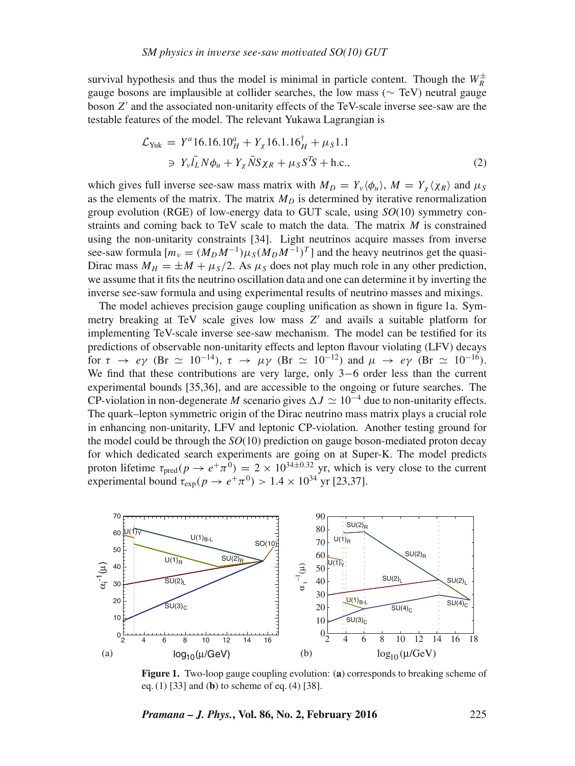survival hypothesis and thus the model is minimal in particle content. Though the $W_R^\pm$ gauge bosons are implausible at collider searches, the low mass ($\sim$ TeV) neutral gauge boson $Z'$ and the associated non-unitarity effects of the TeV-scale inverse see-saw are the testable features of the model. The relevant Yukawa Lagrangian is

$$\mathcal{L}_{\text{Yuk}} = Y^a 16.16.10_H^a + Y_\chi 16.1.\overline{16}_H^\dagger + \mu_S 1.1$$
$$\ni Y_\nu \bar{l_L} N \phi_u + Y_\chi \bar{N} S \chi_R + \mu_S S^T S + \text{h.c.}, \tag{2}$$

which gives full inverse see-saw mass matrix with $M_D = Y_\nu \langle \phi_u \rangle$, $M = Y_\chi \langle \chi_R \rangle$ and $\mu_S$ as the elements of the matrix. The matrix $M_D$ is determined by iterative renormalization group evolution (RGE) of low-energy data to GUT scale, using $SO(10)$ symmetry constraints and coming back to TeV scale to match the data. The matrix $M$ is constrained using the non-unitarity constraints [34]. Light neutrinos acquire masses from inverse see-saw formula [$m_\nu = (M_D M^{-1}) \mu_S (M_D M^{-1})^T$] and the heavy neutrinos get the quasi-Dirac mass $M_H = \pm M + \mu_S/2$. As $\mu_S$ does not play much role in any other prediction, we assume that it fits the neutrino oscillation data and one can determine it by inverting the inverse see-saw formula and using experimental results of neutrino masses and mixings.

The model achieves precision gauge coupling unification as shown in figure 1a. Symmetry breaking at TeV scale gives low mass $Z'$ and avails a suitable platform for implementing TeV-scale inverse see-saw mechanism. The model can be testified for its predictions of observable non-unitarity effects and lepton flavour violating (LFV) decays for $\tau \rightarrow e\gamma$ (Br $\simeq 10^{-14}$), $\tau \rightarrow \mu\gamma$ (Br $\simeq 10^{-12}$) and $\mu \rightarrow e\gamma$ (Br $\simeq 10^{-16}$). We find that these contributions are very large, only 3−6 order less than the current experimental bounds [35,36], and are accessible to the ongoing or future searches. The CP-violation in non-degenerate $M$ scenario gives $\Delta J \simeq 10^{-4}$ due to non-unitarity effects. The quark–lepton symmetric origin of the Dirac neutrino mass matrix plays a crucial role in enhancing non-unitarity, LFV and leptonic CP-violation. Another testing ground for the model could be through the $SO(10)$ prediction on gauge boson-mediated proton decay for which dedicated search experiments are going on at Super-K. The model predicts proton lifetime $\tau_{\text{pred}}(p \rightarrow e^+\pi^0) = 2 \times 10^{34\pm0.32}$ yr, which is very close to the current experimental bound $\tau_{\text{exp}}(p \rightarrow e^+\pi^0) > 1.4 \times 10^{34}$ yr [23,37].

**Figure 1.** Two-loop gauge coupling evolution: (**a**) corresponds to breaking scheme of eq. (1) [33] and (**b**) to scheme of eq. (4) [38].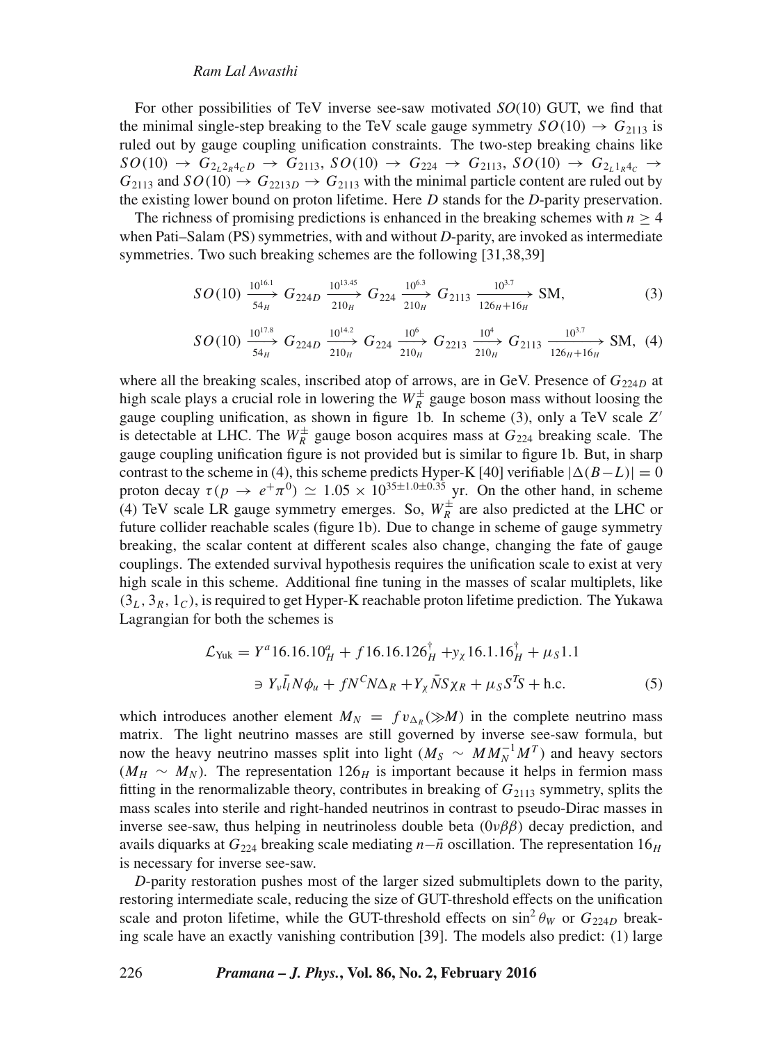For other possibilities of TeV inverse see-saw motivated $SO(10)$ GUT, we find that the minimal single-step breaking to the TeV scale gauge symmetry $SO(10) \rightarrow G_{2113}$ is ruled out by gauge coupling unification constraints. The two-step breaking chains like $SO(10) \rightarrow G_{2_L 2_R 4_C D} \rightarrow G_{2113}$, $SO(10) \rightarrow G_{224} \rightarrow G_{2113}$, $SO(10) \rightarrow G_{2_L 1_R 4_C} \rightarrow G_{2113}$ and $SO(10) \rightarrow G_{2213D} \rightarrow G_{2113}$ with the minimal particle content are ruled out by the existing lower bound on proton lifetime. Here $D$ stands for the $D$-parity preservation.

The richness of promising predictions is enhanced in the breaking schemes with $n \geq 4$ when Pati–Salam (PS) symmetries, with and without $D$-parity, are invoked as intermediate symmetries. Two such breaking schemes are the following [31,38,39]

$$SO(10) \xrightarrow[54_H]{10^{16.1}} G_{224D} \xrightarrow[210_H]{10^{13.45}} G_{224} \xrightarrow[210_H]{10^{6.3}} G_{2113} \xrightarrow[126_H+16_H]{10^{3.7}} \text{SM}, \tag{3}$$

$$SO(10) \xrightarrow[54_H]{10^{17.8}} G_{224D} \xrightarrow[210_H]{10^{14.2}} G_{224} \xrightarrow[210_H]{10^{6}} G_{2213} \xrightarrow[210_H]{10^{4}} G_{2113} \xrightarrow[126_H+16_H]{10^{3.7}} \text{SM}, \tag{4}$$

where all the breaking scales, inscribed atop of arrows, are in GeV. Presence of $G_{224D}$ at high scale plays a crucial role in lowering the $W_R^{\pm}$ gauge boson mass without loosing the gauge coupling unification, as shown in figure 1b. In scheme (3), only a TeV scale $Z'$ is detectable at LHC. The $W_R^{\pm}$ gauge boson acquires mass at $G_{224}$ breaking scale. The gauge coupling unification figure is not provided but is similar to figure 1b. But, in sharp contrast to the scheme in (4), this scheme predicts Hyper-K [40] verifiable $|\Delta(B-L)| = 0$ proton decay $\tau(p \rightarrow e^+\pi^0) \simeq 1.05 \times 10^{35\pm1.0\pm0.35}$ yr. On the other hand, in scheme (4) TeV scale LR gauge symmetry emerges. So, $W_R^{\pm}$ are also predicted at the LHC or future collider reachable scales (figure 1b). Due to change in scheme of gauge symmetry breaking, the scalar content at different scales also change, changing the fate of gauge couplings. The extended survival hypothesis requires the unification scale to exist at very high scale in this scheme. Additional fine tuning in the masses of scalar multiplets, like $(3_L, 3_R, 1_C)$, is required to get Hyper-K reachable proton lifetime prediction. The Yukawa Lagrangian for both the schemes is

$$\begin{aligned}
\mathcal{L}_{\text{Yuk}} &= Y^a 16.16.10_H^a + f16.16.\overline{126}_H^{\dagger} + y_\chi 16.1.16_H^{\dagger} + \mu_S 1.1 \\
&\ni Y_\nu \bar{l}_l N \phi_u + f N^C N \Delta_R + Y_\chi \bar{N} S \chi_R + \mu_S S^T S + \text{h.c.}
\end{aligned} \tag{5}$$

which introduces another element $M_N = f v_{\Delta_R} (\gg M)$ in the complete neutrino mass matrix. The light neutrino masses are still governed by inverse see-saw formula, but now the heavy neutrino masses split into light ($M_S \sim M M_N^{-1} M^T$) and heavy sectors ($M_H \sim M_N$). The representation $126_H$ is important because it helps in fermion mass fitting in the renormalizable theory, contributes in breaking of $G_{2113}$ symmetry, splits the mass scales into sterile and right-handed neutrinos in contrast to pseudo-Dirac masses in inverse see-saw, thus helping in neutrinoless double beta ($0\nu\beta\beta$) decay prediction, and avails diquarks at $G_{224}$ breaking scale mediating $n$–$\bar{n}$ oscillation. The representation $16_H$ is necessary for inverse see-saw.

$D$-parity restoration pushes most of the larger sized submultiplets down to the parity, restoring intermediate scale, reducing the size of GUT-threshold effects on the unification scale and proton lifetime, while the GUT-threshold effects on $\sin^2\theta_W$ or $G_{224D}$ breaking scale have an exactly vanishing contribution [39]. The models also predict: (1) large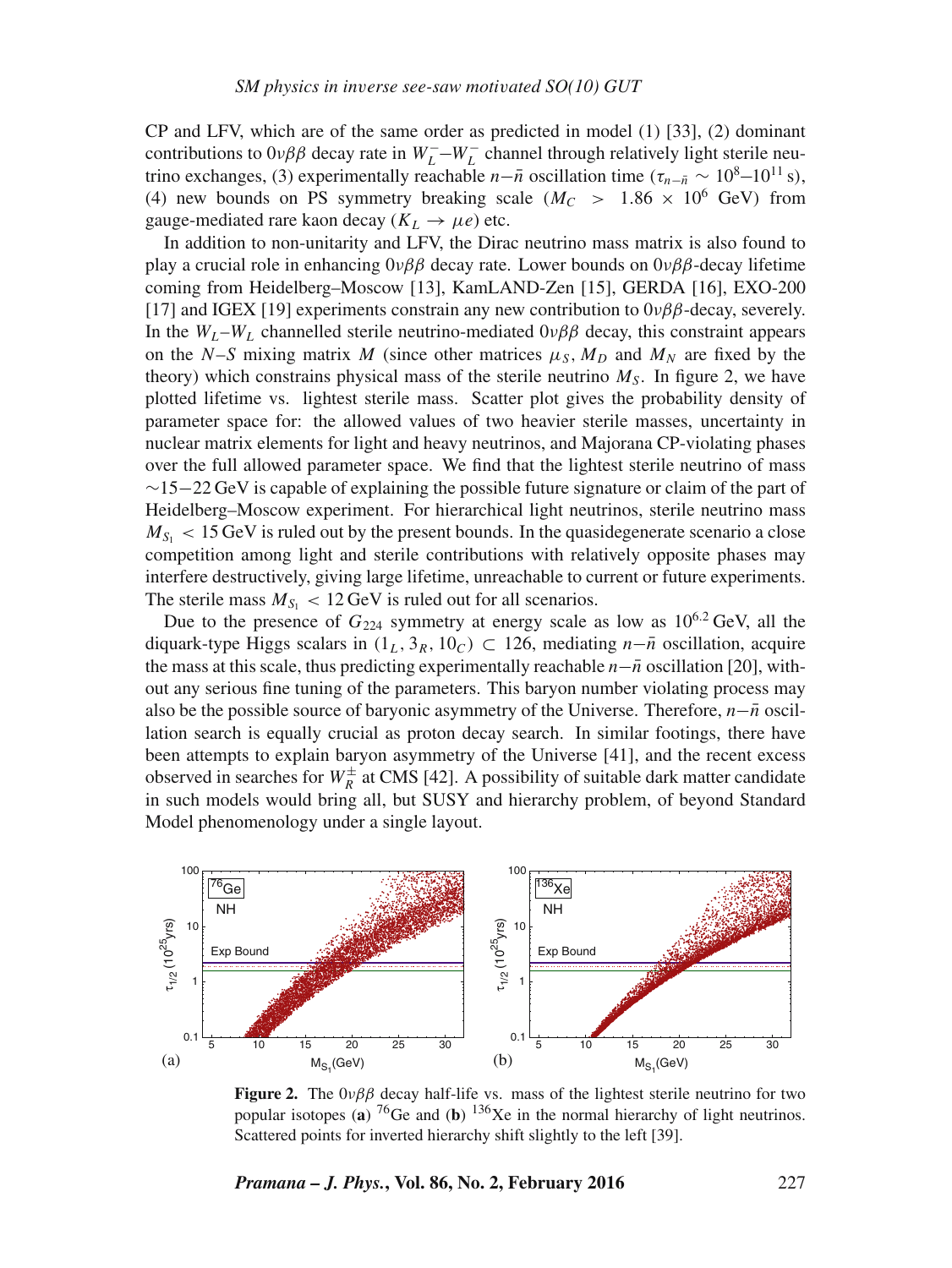CP and LFV, which are of the same order as predicted in model (1) [33], (2) dominant contributions to $0\nu\beta\beta$ decay rate in $W_L^- - W_L^-$ channel through relatively light sterile neutrino exchanges, (3) experimentally reachable $n-\bar{n}$ oscillation time ($\tau_{n-\bar{n}} \sim 10^8$–$10^{11}$ s), (4) new bounds on PS symmetry breaking scale ($M_C > 1.86 \times 10^6$ GeV) from gauge-mediated rare kaon decay ($K_L \to \mu e$) etc.

In addition to non-unitarity and LFV, the Dirac neutrino mass matrix is also found to play a crucial role in enhancing $0\nu\beta\beta$ decay rate. Lower bounds on $0\nu\beta\beta$-decay lifetime coming from Heidelberg–Moscow [13], KamLAND-Zen [15], GERDA [16], EXO-200 [17] and IGEX [19] experiments constrain any new contribution to $0\nu\beta\beta$-decay, severely. In the $W_L$–$W_L$ channelled sterile neutrino-mediated $0\nu\beta\beta$ decay, this constraint appears on the $N$–$S$ mixing matrix $M$ (since other matrices $\mu_S$, $M_D$ and $M_N$ are fixed by the theory) which constrains physical mass of the sterile neutrino $M_S$. In figure 2, we have plotted lifetime vs. lightest sterile mass. Scatter plot gives the probability density of parameter space for: the allowed values of two heavier sterile masses, uncertainty in nuclear matrix elements for light and heavy neutrinos, and Majorana CP-violating phases over the full allowed parameter space. We find that the lightest sterile neutrino of mass ~15−22 GeV is capable of explaining the possible future signature or claim of the part of Heidelberg–Moscow experiment. For hierarchical light neutrinos, sterile neutrino mass $M_{S_1} < 15$ GeV is ruled out by the present bounds. In the quasidegenerate scenario a close competition among light and sterile contributions with relatively opposite phases may interfere destructively, giving large lifetime, unreachable to current or future experiments. The sterile mass $M_{S_1} < 12$ GeV is ruled out for all scenarios.

Due to the presence of $G_{224}$ symmetry at energy scale as low as $10^{6.2}$ GeV, all the diquark-type Higgs scalars in $(1_L, 3_R, 10_C) \subset 126$, mediating $n-\bar{n}$ oscillation, acquire the mass at this scale, thus predicting experimentally reachable $n-\bar{n}$ oscillation [20], without any serious fine tuning of the parameters. This baryon number violating process may also be the possible source of baryonic asymmetry of the Universe. Therefore, $n-\bar{n}$ oscillation search is equally crucial as proton decay search. In similar footings, there have been attempts to explain baryon asymmetry of the Universe [41], and the recent excess observed in searches for $W_R^\pm$ at CMS [42]. A possibility of suitable dark matter candidate in such models would bring all, but SUSY and hierarchy problem, of beyond Standard Model phenomenology under a single layout.

**Figure 2.** The $0\nu\beta\beta$ decay half-life vs. mass of the lightest sterile neutrino for two popular isotopes (**a**) $^{76}$Ge and (**b**) $^{136}$Xe in the normal hierarchy of light neutrinos. Scattered points for inverted hierarchy shift slightly to the left [39].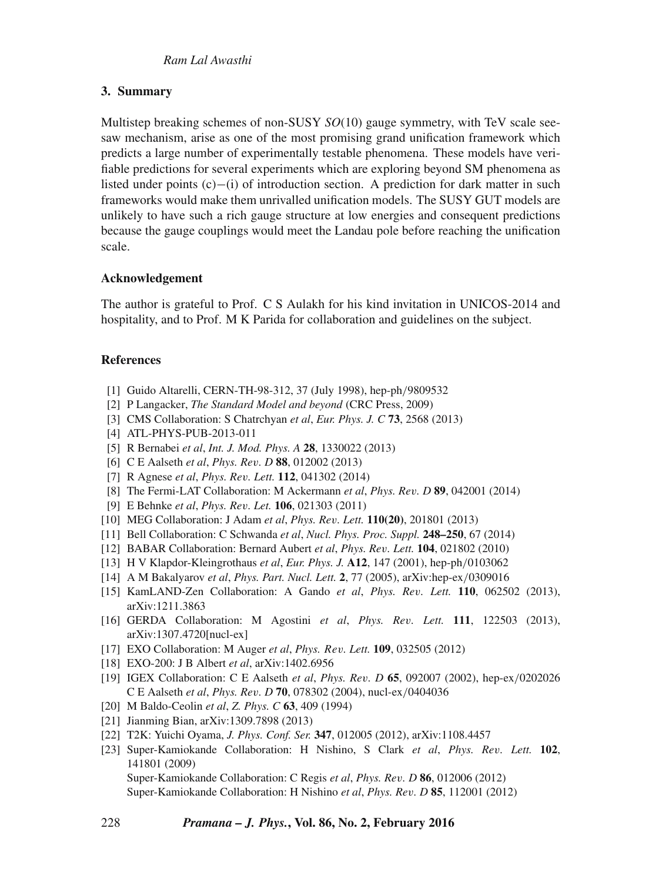## 3. Summary

Multistep breaking schemes of non-SUSY $SO(10)$ gauge symmetry, with TeV scale see-saw mechanism, arise as one of the most promising grand unification framework which predicts a large number of experimentally testable phenomena. These models have verifiable predictions for several experiments which are exploring beyond SM phenomena as listed under points (c)−(i) of introduction section. A prediction for dark matter in such frameworks would make them unrivalled unification models. The SUSY GUT models are unlikely to have such a rich gauge structure at low energies and consequent predictions because the gauge couplings would meet the Landau pole before reaching the unification scale.

### Acknowledgement

The author is grateful to Prof. C S Aulakh for his kind invitation in UNICOS-2014 and hospitality, and to Prof. M K Parida for collaboration and guidelines on the subject.

### References

[1] Guido Altarelli, CERN-TH-98-312, 37 (July 1998), hep-ph/9809532

[2] P Langacker, *The Standard Model and beyond* (CRC Press, 2009)

[3] CMS Collaboration: S Chatrchyan *et al*, *Eur. Phys. J. C* **73**, 2568 (2013)

[4] ATL-PHYS-PUB-2013-011

[5] R Bernabei *et al*, *Int. J. Mod. Phys. A* **28**, 1330022 (2013)

[6] C E Aalseth *et al*, *Phys. Rev. D* **88**, 012002 (2013)

[7] R Agnese *et al*, *Phys. Rev. Lett.* **112**, 041302 (2014)

[8] The Fermi-LAT Collaboration: M Ackermann *et al*, *Phys. Rev. D* **89**, 042001 (2014)

[9] E Behnke *et al*, *Phys. Rev. Let.* **106**, 021303 (2011)

[10] MEG Collaboration: J Adam *et al*, *Phys. Rev. Lett.* **110(20)**, 201801 (2013)

[11] Bell Collaboration: C Schwanda *et al*, *Nucl. Phys. Proc. Suppl.* **248–250**, 67 (2014)

[12] BABAR Collaboration: Bernard Aubert *et al*, *Phys. Rev. Lett.* **104**, 021802 (2010)

[13] H V Klapdor-Kleingrothaus *et al*, *Eur. Phys. J.* **A12**, 147 (2001), hep-ph/0103062

[14] A M Bakalyarov *et al*, *Phys. Part. Nucl. Lett.* **2**, 77 (2005), arXiv:hep-ex/0309016

[15] KamLAND-Zen Collaboration: A Gando *et al*, *Phys. Rev. Lett.* **110**, 062502 (2013), arXiv:1211.3863

[16] GERDA Collaboration: M Agostini *et al*, *Phys. Rev. Lett.* **111**, 122503 (2013), arXiv:1307.4720[nucl-ex]

[17] EXO Collaboration: M Auger *et al*, *Phys. Rev. Lett.* **109**, 032505 (2012)

[18] EXO-200: J B Albert *et al*, arXiv:1402.6956

[19] IGEX Collaboration: C E Aalseth *et al*, *Phys. Rev. D* **65**, 092007 (2002), hep-ex/0202026
C E Aalseth *et al*, *Phys. Rev. D* **70**, 078302 (2004), nucl-ex/0404036

[20] M Baldo-Ceolin *et al*, *Z. Phys. C* **63**, 409 (1994)

[21] Jianming Bian, arXiv:1309.7898 (2013)

[22] T2K: Yuichi Oyama, *J. Phys. Conf. Ser.* **347**, 012005 (2012), arXiv:1108.4457

[23] Super-Kamiokande Collaboration: H Nishino, S Clark *et al*, *Phys. Rev. Lett.* **102**, 141801 (2009)
Super-Kamiokande Collaboration: C Regis *et al*, *Phys. Rev. D* **86**, 012006 (2012)
Super-Kamiokande Collaboration: H Nishino *et al*, *Phys. Rev. D* **85**, 112001 (2012)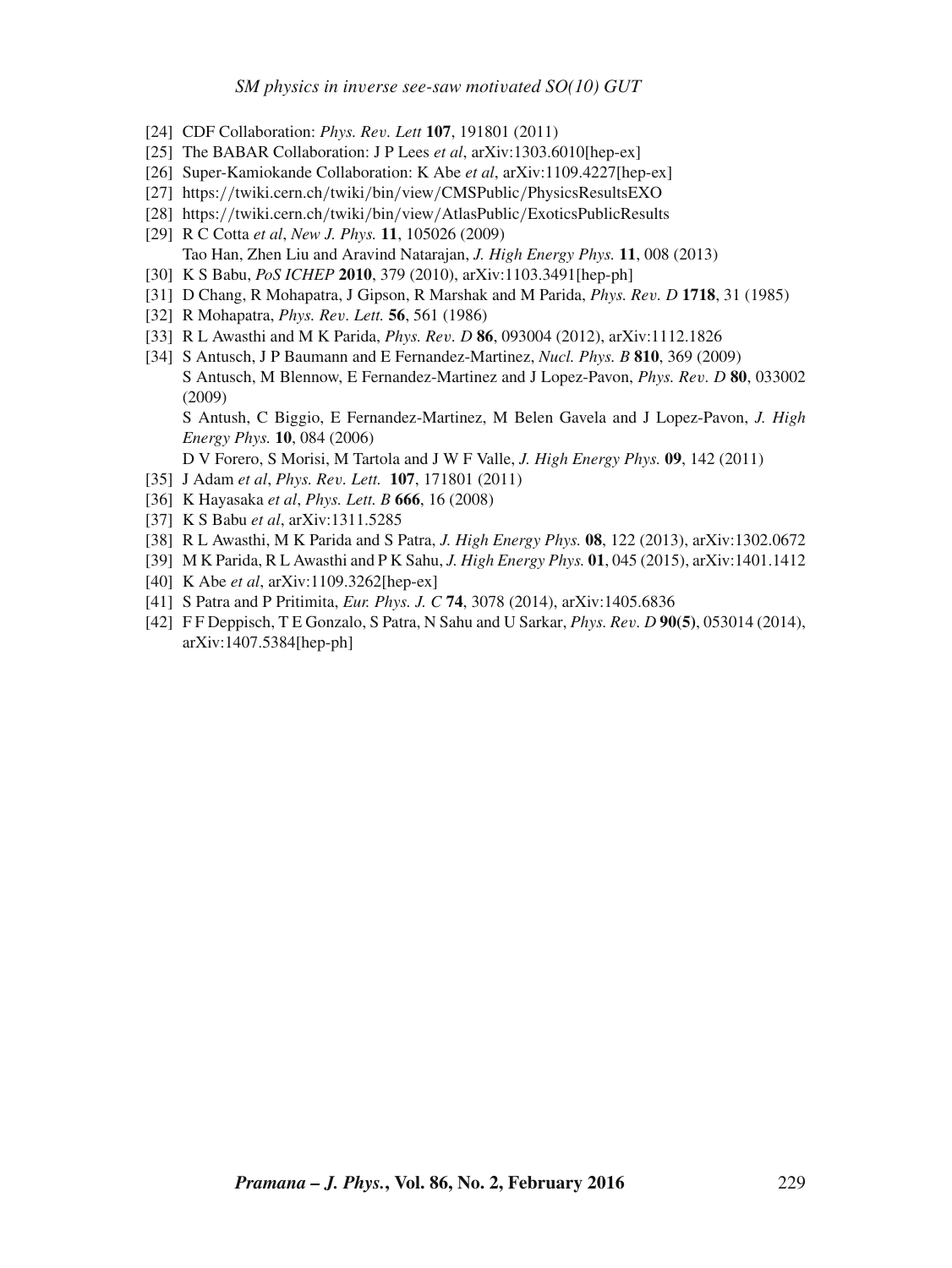[24] CDF Collaboration: *Phys. Rev. Lett* **107**, 191801 (2011)
[25] The BABAR Collaboration: J P Lees *et al*, arXiv:1303.6010[hep-ex]
[26] Super-Kamiokande Collaboration: K Abe *et al*, arXiv:1109.4227[hep-ex]
[27] https://twiki.cern.ch/twiki/bin/view/CMSPublic/PhysicsResultsEXO
[28] https://twiki.cern.ch/twiki/bin/view/AtlasPublic/ExoticsPublicResults
[29] R C Cotta *et al*, *New J. Phys.* **11**, 105026 (2009)
Tao Han, Zhen Liu and Aravind Natarajan, *J. High Energy Phys.* **11**, 008 (2013)
[30] K S Babu, *PoS ICHEP* **2010**, 379 (2010), arXiv:1103.3491[hep-ph]
[31] D Chang, R Mohapatra, J Gipson, R Marshak and M Parida, *Phys. Rev. D* **1718**, 31 (1985)
[32] R Mohapatra, *Phys. Rev. Lett.* **56**, 561 (1986)
[33] R L Awasthi and M K Parida, *Phys. Rev. D* **86**, 093004 (2012), arXiv:1112.1826
[34] S Antusch, J P Baumann and E Fernandez-Martinez, *Nucl. Phys. B* **810**, 369 (2009)
S Antusch, M Blennow, E Fernandez-Martinez and J Lopez-Pavon, *Phys. Rev. D* **80**, 033002 (2009)
S Antush, C Biggio, E Fernandez-Martinez, M Belen Gavela and J Lopez-Pavon, *J. High Energy Phys.* **10**, 084 (2006)
D V Forero, S Morisi, M Tartola and J W F Valle, *J. High Energy Phys.* **09**, 142 (2011)
[35] J Adam *et al*, *Phys. Rev. Lett.* **107**, 171801 (2011)
[36] K Hayasaka *et al*, *Phys. Lett. B* **666**, 16 (2008)
[37] K S Babu *et al*, arXiv:1311.5285
[38] R L Awasthi, M K Parida and S Patra, *J. High Energy Phys.* **08**, 122 (2013), arXiv:1302.0672
[39] M K Parida, R L Awasthi and P K Sahu, *J. High Energy Phys.* **01**, 045 (2015), arXiv:1401.1412
[40] K Abe *et al*, arXiv:1109.3262[hep-ex]
[41] S Patra and P Pritimita, *Eur. Phys. J. C* **74**, 3078 (2014), arXiv:1405.6836
[42] F F Deppisch, T E Gonzalo, S Patra, N Sahu and U Sarkar, *Phys. Rev. D* **90(5)**, 053014 (2014), arXiv:1407.5384[hep-ph]